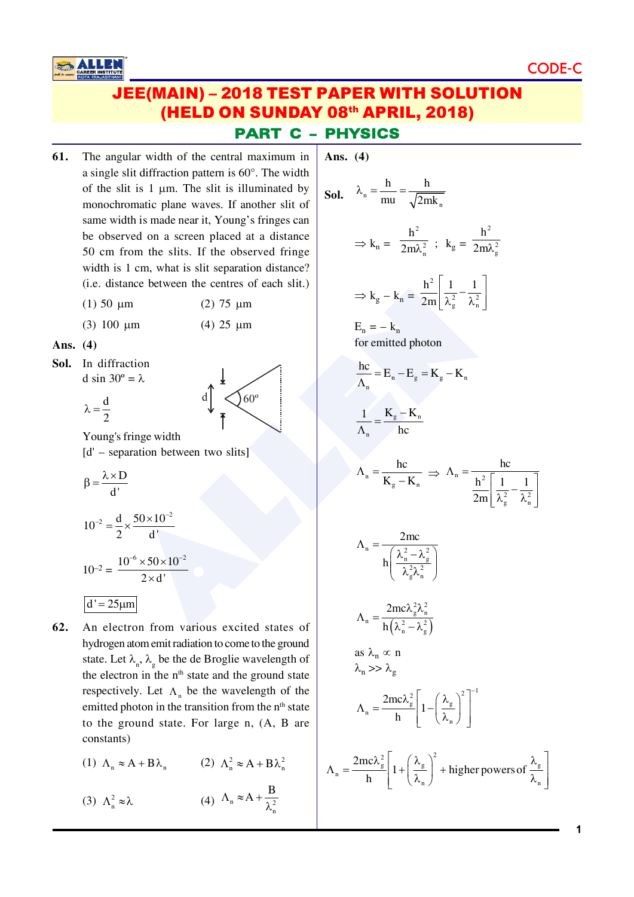CODE-C

# JEE(MAIN) – 2018 TEST PAPER WITH SOLUTION (HELD ON SUNDAY 08th APRIL, 2018)

## PART C – PHYSICS

**61.** The angular width of the central maximum in a single slit diffraction pattern is 60°. The width of the slit is 1 μm. The slit is illuminated by monochromatic plane waves. If another slit of same width is made near it, Young's fringes can be observed on a screen placed at a distance 50 cm from the slits. If the observed fringe width is 1 cm, what is slit separation distance? (i.e. distance between the centres of each slit.)

(1) 50 μm (2) 75 μm

(3) 100 μm (4) 25 μm

**Ans. (4)**

**Sol.** In diffraction

$d \sin 30° = \lambda$

$$\lambda = \frac{d}{2}$$

Young's fringe width

[d' – separation between two slits]

$$\beta = \frac{\lambda \times D}{d'}$$

$$10^{-2} = \frac{d}{2} \times \frac{50 \times 10^{-2}}{d'}$$

$$10^{-2} = \frac{10^{-6} \times 50 \times 10^{-2}}{2 \times d'}$$

$$\boxed{d' = 25\mu m}$$

**62.** An electron from various excited states of hydrogen atom emit radiation to come to the ground state. Let $\lambda_n$, $\lambda_g$ be the de Broglie wavelength of the electron in the $n^{th}$ state and the ground state respectively. Let $\Lambda_n$ be the wavelength of the emitted photon in the transition from the $n^{th}$ state to the ground state. For large n, (A, B are constants)

(1) $\Lambda_n \approx A + B\lambda_n$ (2) $\Lambda_n^2 \approx A + B\lambda_n^2$

(3) $\Lambda_n^2 \approx \lambda$ (4) $\Lambda_n \approx A + \dfrac{B}{\lambda_n^2}$

**Ans. (4)**

**Sol.**
$$\lambda_n = \frac{h}{mu} = \frac{h}{\sqrt{2mk_n}}$$

$$\Rightarrow k_n = \frac{h^2}{2m\lambda_n^2} \; ; \; k_g = \frac{h^2}{2m\lambda_g^2}$$

$$\Rightarrow k_g - k_n = \frac{h^2}{2m}\left[\frac{1}{\lambda_g^2} - \frac{1}{\lambda_n^2}\right]$$

$E_n = -k_n$

for emitted photon

$$\frac{hc}{\Lambda_n} = E_n - E_g = K_g - K_n$$

$$\frac{1}{\Lambda_n} = \frac{K_g - K_n}{hc}$$

$$\Lambda_n = \frac{hc}{K_g - K_n} \Rightarrow \Lambda_n = \frac{hc}{\frac{h^2}{2m}\left[\frac{1}{\lambda_g^2} - \frac{1}{\lambda_n^2}\right]}$$

$$\Lambda_n = \frac{2mc}{h\left(\frac{\lambda_n^2 - \lambda_g^2}{\lambda_g^2\lambda_n^2}\right)}$$

$$\Lambda_n = \frac{2mc\lambda_g^2\lambda_n^2}{h\left(\lambda_n^2 - \lambda_g^2\right)}$$

as $\lambda_n \propto n$

$\lambda_n >> \lambda_g$

$$\Lambda_n = \frac{2mc\lambda_g^2}{h}\left[1 - \left(\frac{\lambda_g}{\lambda_n}\right)^2\right]^{-1}$$

$$\Lambda_n = \frac{2mc\lambda_g^2}{h}\left[1 + \left(\frac{\lambda_g}{\lambda_n}\right)^2 + \text{higher powers of } \frac{\lambda_g}{\lambda_n}\right]$$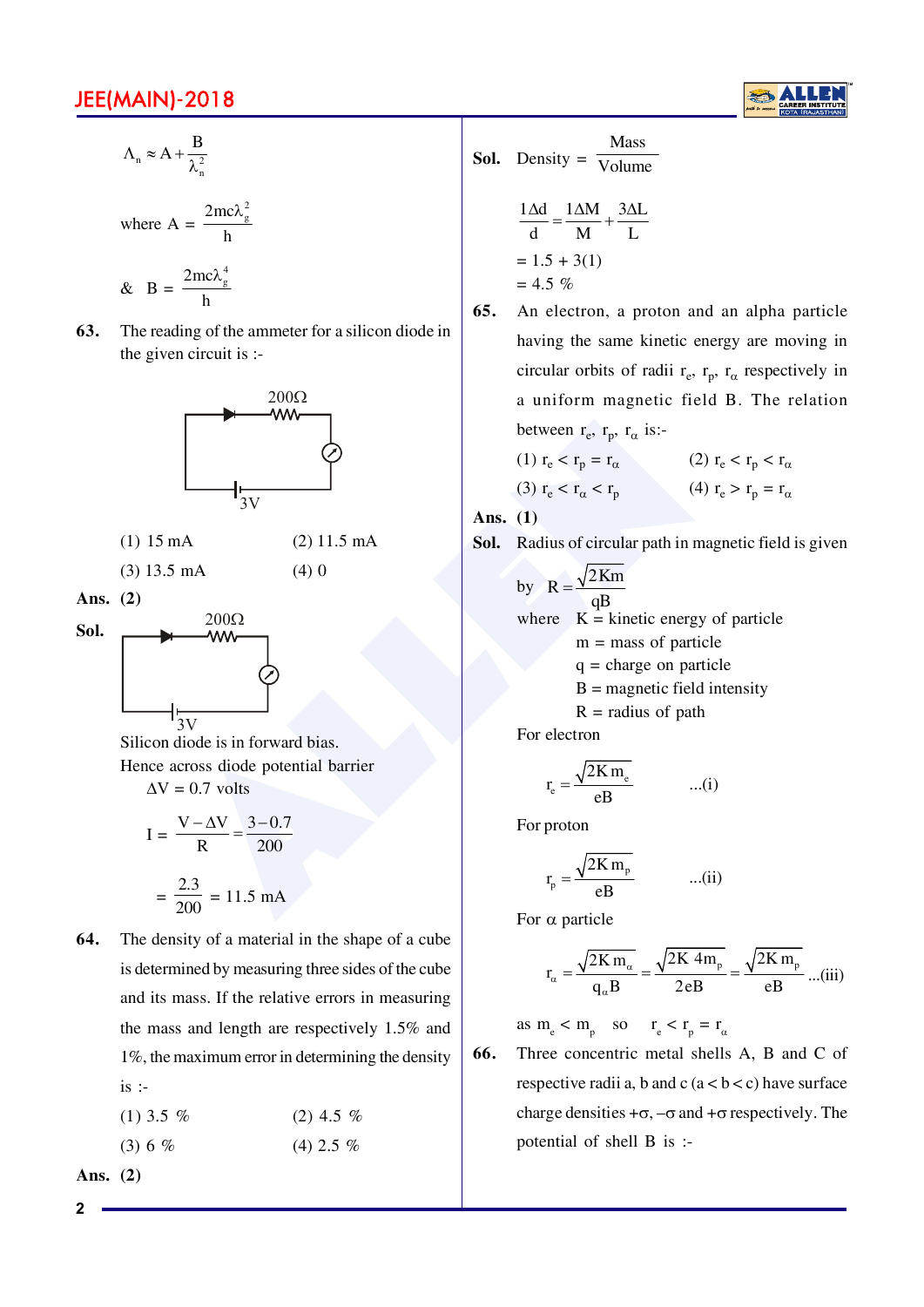$$\Lambda_n \approx A + \frac{B}{\lambda_n^2}$$

where $A = \dfrac{2mc\lambda_g^2}{h}$

& $B = \dfrac{2mc\lambda_g^4}{h}$

**63.** The reading of the ammeter for a silicon diode in the given circuit is :-

(1) 15 mA (2) 11.5 mA

(3) 13.5 mA (4) 0

**Ans. (2)**

**Sol.**

Silicon diode is in forward bias.

Hence across diode potential barrier

$\Delta V = 0.7$ volts

$$I = \frac{V - \Delta V}{R} = \frac{3 - 0.7}{200}$$

$$= \frac{2.3}{200} = 11.5 \text{ mA}$$

**64.** The density of a material in the shape of a cube is determined by measuring three sides of the cube and its mass. If the relative errors in measuring the mass and length are respectively 1.5% and 1%, the maximum error in determining the density is :-

(1) 3.5 % (2) 4.5 %

(3) 6 % (4) 2.5 %

**Ans. (2)**

**Sol.** Density $= \dfrac{\text{Mass}}{\text{Volume}}$

$$\frac{1\Delta d}{d} = \frac{1\Delta M}{M} + \frac{3\Delta L}{L}$$

$= 1.5 + 3(1)$

$= 4.5$ %

**65.** An electron, a proton and an alpha particle having the same kinetic energy are moving in circular orbits of radii $r_e$, $r_p$, $r_\alpha$ respectively in a uniform magnetic field B. The relation between $r_e$, $r_p$, $r_\alpha$ is:-

(1) $r_e < r_p = r_\alpha$ (2) $r_e < r_p < r_\alpha$

(3) $r_e < r_\alpha < r_p$ (4) $r_e > r_p = r_\alpha$

**Ans. (1)**

**Sol.** Radius of circular path in magnetic field is given by $R = \dfrac{\sqrt{2Km}}{qB}$

where K = kinetic energy of particle

m = mass of particle

q = charge on particle

B = magnetic field intensity

R = radius of path

For electron

$$r_e = \frac{\sqrt{2Km_e}}{eB} \quad \text{...(i)}$$

For proton

$$r_p = \frac{\sqrt{2Km_p}}{eB} \quad \text{...(ii)}$$

For $\alpha$ particle

$$r_\alpha = \frac{\sqrt{2Km_\alpha}}{q_\alpha B} = \frac{\sqrt{2K\,4m_p}}{2eB} = \frac{\sqrt{2Km_p}}{eB} \quad \text{...(iii)}$$

as $m_e < m_p$ so $r_e < r_p = r_\alpha$

**66.** Three concentric metal shells A, B and C of respective radii a, b and c $(a < b < c)$ have surface charge densities $+\sigma$, $-\sigma$ and $+\sigma$ respectively. The potential of shell B is :-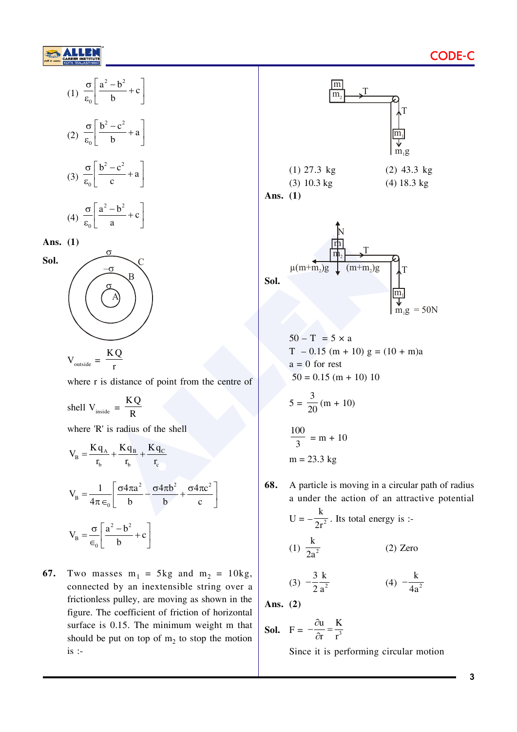(1) $\dfrac{\sigma}{\varepsilon_0}\left[\dfrac{a^2-b^2}{b}+c\right]$

(2) $\dfrac{\sigma}{\varepsilon_0}\left[\dfrac{b^2-c^2}{b}+a\right]$

(3) $\dfrac{\sigma}{\varepsilon_0}\left[\dfrac{b^2-c^2}{c}+a\right]$

(4) $\dfrac{\sigma}{\varepsilon_0}\left[\dfrac{a^2-b^2}{a}+c\right]$

**Ans. (1)**

**Sol.**

$V_{outside} = \dfrac{KQ}{r}$

where r is distance of point from the centre of shell $V_{inside} = \dfrac{KQ}{R}$

where 'R' is radius of the shell

$$V_B = \frac{Kq_A}{r_b} + \frac{Kq_B}{r_b} + \frac{Kq_C}{r_c}$$

$$V_B = \frac{1}{4\pi\epsilon_0}\left[\frac{\sigma 4\pi a^2}{b} - \frac{\sigma 4\pi b^2}{b} + \frac{\sigma 4\pi c^2}{c}\right]$$

$$V_B = \frac{\sigma}{\epsilon_0}\left[\frac{a^2-b^2}{b}+c\right]$$

**67.** Two masses $m_1$ = 5kg and $m_2$ = 10kg, connected by an inextensible string over a frictionless pulley, are moving as shown in the figure. The coefficient of friction of horizontal surface is 0.15. The minimum weight m that should be put on top of $m_2$ to stop the motion is :-

(1) 27.3 kg  (2) 43.3 kg

(3) 10.3 kg  (4) 18.3 kg

**Ans. (1)**

**Sol.**

$50 - T = 5 \times a$

$T - 0.15\ (m + 10)\ g = (10 + m)a$

$a = 0$ for rest

$50 = 0.15\ (m + 10)\ 10$

$5 = \dfrac{3}{20}(m + 10)$

$\dfrac{100}{3} = m + 10$

$m = 23.3$ kg

**68.** A particle is moving in a circular path of radius a under the action of an attractive potential $U = -\dfrac{k}{2r^2}$. Its total energy is :-

(1) $\dfrac{k}{2a^2}$  (2) Zero

(3) $-\dfrac{3}{2}\dfrac{k}{a^2}$  (4) $-\dfrac{k}{4a^2}$

**Ans. (2)**

**Sol.** $F = -\dfrac{\partial u}{\partial r} = \dfrac{K}{r^3}$

Since it is performing circular motion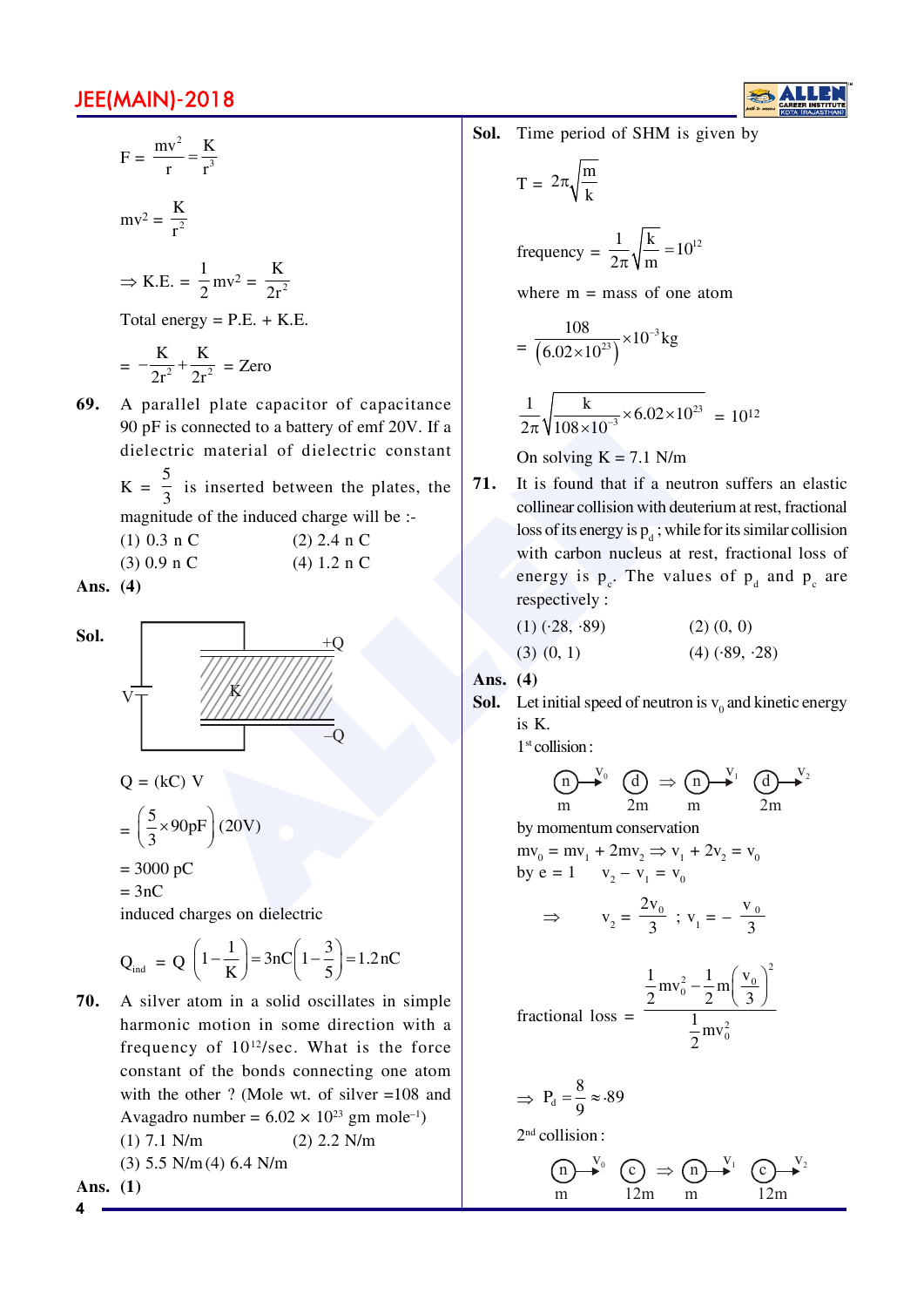$$F = \frac{mv^2}{r} = \frac{K}{r^3}$$

$$mv^2 = \frac{K}{r^2}$$

$$\Rightarrow \text{K.E.} = \frac{1}{2}mv^2 = \frac{K}{2r^2}$$

Total energy = P.E. + K.E.

$$= -\frac{K}{2r^2} + \frac{K}{2r^2} = \text{Zero}$$

**69.** A parallel plate capacitor of capacitance 90 pF is connected to a battery of emf 20V. If a dielectric material of dielectric constant $K = \frac{5}{3}$ is inserted between the plates, the magnitude of the induced charge will be :-

(1) 0.3 n C (2) 2.4 n C

(3) 0.9 n C (4) 1.2 n C

**Ans. (4)**

**Sol.**

(Figure: capacitor with dielectric K connected to battery V, plates with charges +Q and –Q)

$$Q = (kC)\,V$$

$$= \left(\frac{5}{3}\times 90\text{pF}\right)(20\text{V})$$

$= 3000$ pC

$= 3$nC

induced charges on dielectric

$$Q_{ind} = Q\left(1-\frac{1}{K}\right) = 3\text{nC}\left(1-\frac{3}{5}\right) = 1.2\text{nC}$$

**70.** A silver atom in a solid oscillates in simple harmonic motion in some direction with a frequency of $10^{12}$/sec. What is the force constant of the bonds connecting one atom with the other ? (Mole wt. of silver =108 and Avagadro number = $6.02 \times 10^{23}$ gm mole$^{-1}$)

(1) 7.1 N/m (2) 2.2 N/m

(3) 5.5 N/m (4) 6.4 N/m

**Ans. (1)**

**Sol.** Time period of SHM is given by

$$T = 2\pi\sqrt{\frac{m}{k}}$$

$$\text{frequency} = \frac{1}{2\pi}\sqrt{\frac{k}{m}} = 10^{12}$$

where m = mass of one atom

$$= \frac{108}{(6.02\times 10^{23})}\times 10^{-3}\text{kg}$$

$$\frac{1}{2\pi}\sqrt{\frac{k}{108\times 10^{-3}}\times 6.02\times 10^{23}} = 10^{12}$$

On solving K = 7.1 N/m

**71.** It is found that if a neutron suffers an elastic collinear collision with deuterium at rest, fractional loss of its energy is $p_d$ ; while for its similar collision with carbon nucleus at rest, fractional loss of energy is $p_c$. The values of $p_d$ and $p_c$ are respectively :

(1) (·28, ·89) (2) (0, 0)

(3) (0, 1) (4) (·89, ·28)

**Ans. (4)**

**Sol.** Let initial speed of neutron is $v_0$ and kinetic energy is K.

1st collision :

(Figure: n (m) with velocity $v_0$ approaching d (2m) at rest $\Rightarrow$ n (m) with $v_1$, d (2m) with $v_2$)

by momentum conservation

$mv_0 = mv_1 + 2mv_2 \Rightarrow v_1 + 2v_2 = v_0$

by e = 1 $\quad v_2 - v_1 = v_0$

$$\Rightarrow \quad v_2 = \frac{2v_0}{3} \;;\; v_1 = -\frac{v_0}{3}$$

$$\text{fractional loss} = \frac{\frac{1}{2}mv_0^2 - \frac{1}{2}m\left(\frac{v_0}{3}\right)^2}{\frac{1}{2}mv_0^2}$$

$$\Rightarrow P_d = \frac{8}{9} \approx \cdot 89$$

2nd collision :

(Figure: n (m) with velocity $v_0$ approaching c (12m) at rest $\Rightarrow$ n (m) with $v_1$, c (12m) with $v_2$)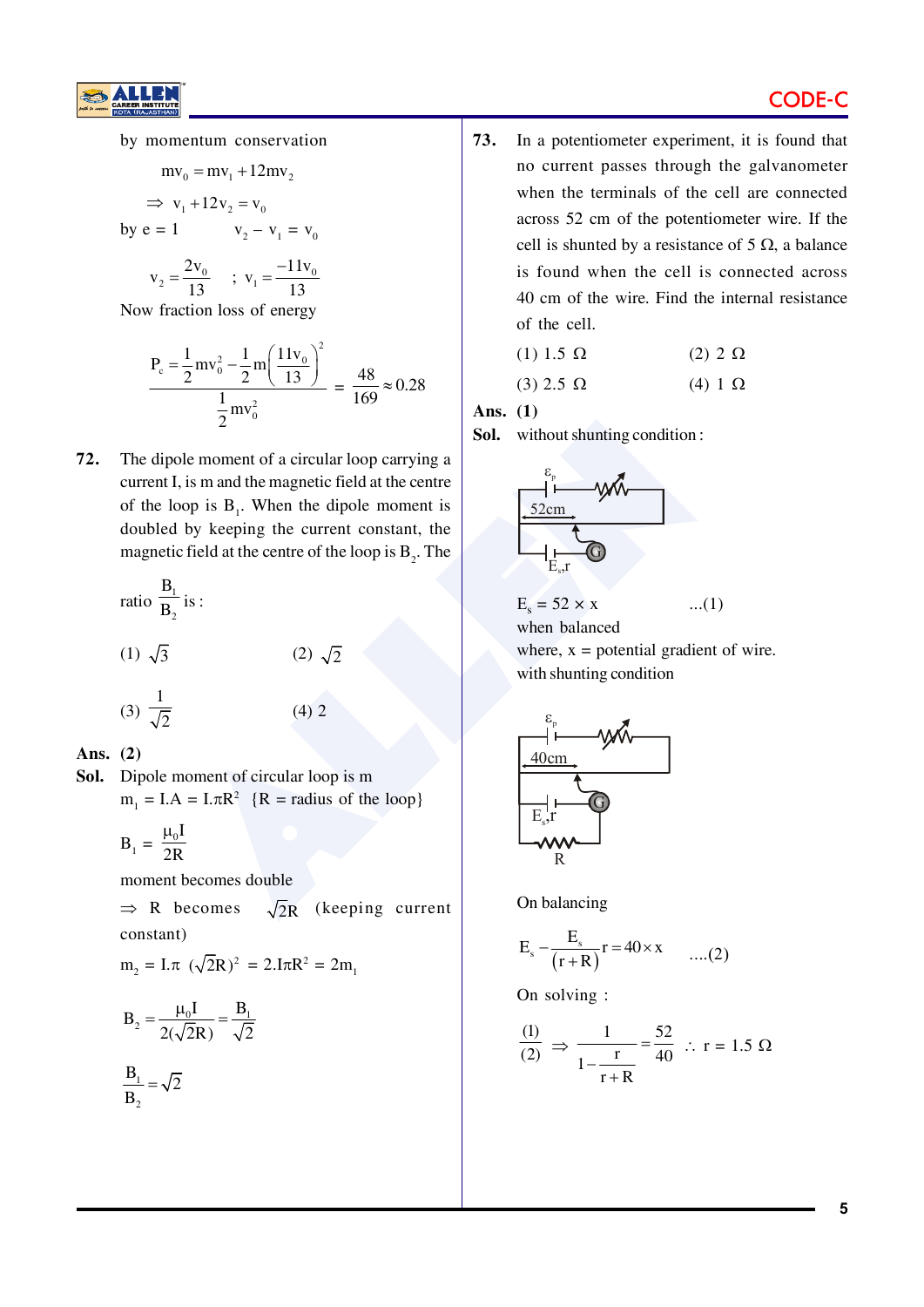by momentum conservation

$$mv_0 = mv_1 + 12mv_2$$

$$\Rightarrow v_1 + 12v_2 = v_0$$

by e = 1 $\quad v_2 - v_1 = v_0$

$$v_2 = \frac{2v_0}{13} \quad ; \quad v_1 = \frac{-11v_0}{13}$$

Now fraction loss of energy

$$P_c = \frac{\frac{1}{2}mv_0^2 - \frac{1}{2}m\left(\frac{11v_0}{13}\right)^2}{\frac{1}{2}mv_0^2} = \frac{48}{169} \approx 0.28$$

**72.** The dipole moment of a circular loop carrying a current I, is m and the magnetic field at the centre of the loop is $B_1$. When the dipole moment is doubled by keeping the current constant, the magnetic field at the centre of the loop is $B_2$. The ratio $\frac{B_1}{B_2}$ is :

(1) $\sqrt{3}$ (2) $\sqrt{2}$

(3) $\frac{1}{\sqrt{2}}$ (4) 2

**Ans.** **(2)**

**Sol.** Dipole moment of circular loop is m

$m_1$ = I.A = I.$\pi R^2$ {R = radius of the loop}

$$B_1 = \frac{\mu_0 I}{2R}$$

moment becomes double

$\Rightarrow$ R becomes $\sqrt{2}R$ (keeping current constant)

$m_2$ = I.$\pi$ $(\sqrt{2}R)^2$ = 2.I$\pi R^2$ = $2m_1$

$$B_2 = \frac{\mu_0 I}{2(\sqrt{2}R)} = \frac{B_1}{\sqrt{2}}$$

$$\frac{B_1}{B_2} = \sqrt{2}$$

**73.** In a potentiometer experiment, it is found that no current passes through the galvanometer when the terminals of the cell are connected across 52 cm of the potentiometer wire. If the cell is shunted by a resistance of 5 Ω, a balance is found when the cell is connected across 40 cm of the wire. Find the internal resistance of the cell.

(1) 1.5 Ω (2) 2 Ω

(3) 2.5 Ω (4) 1 Ω

**Ans.** **(1)**

**Sol.** without shunting condition :

$E_s = 52 \times x$ ...(1)

when balanced

where, x = potential gradient of wire.

with shunting condition

On balancing

$$E_s - \frac{E_s}{(r+R)}r = 40 \times x \quad ....(2)$$

On solving :

$$\frac{(1)}{(2)} \Rightarrow \frac{1}{1-\frac{r}{r+R}} = \frac{52}{40} \quad \therefore \ r = 1.5\ \Omega$$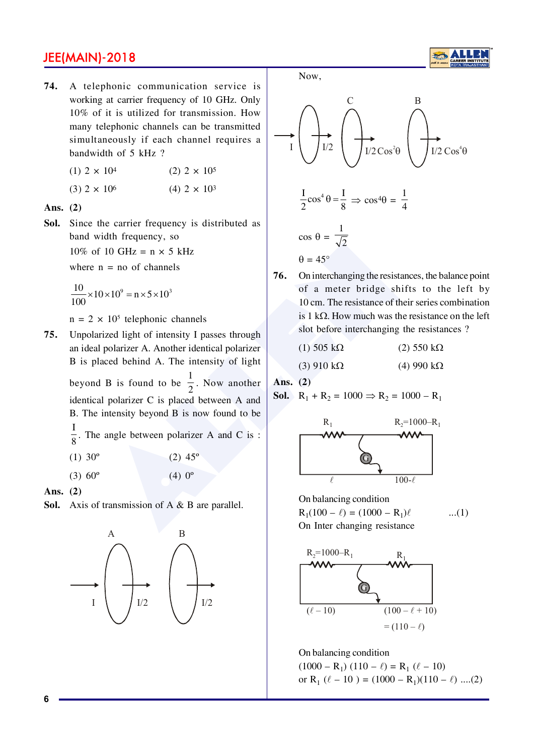**74.** A telephonic communication service is working at carrier frequency of 10 GHz. Only 10% of it is utilized for transmission. How many telephonic channels can be transmitted simultaneously if each channel requires a bandwidth of 5 kHz ?

(1) $2 \times 10^4$ (2) $2 \times 10^5$

(3) $2 \times 10^6$ (4) $2 \times 10^3$

**Ans. (2)**

**Sol.** Since the carrier frequency is distributed as band width frequency, so

10% of 10 GHz = n × 5 kHz

where n = no of channels

$$\frac{10}{100} \times 10 \times 10^9 = n \times 5 \times 10^3$$

$n = 2 \times 10^5$ telephonic channels

**75.** Unpolarized light of intensity I passes through an ideal polarizer A. Another identical polarizer B is placed behind A. The intensity of light beyond B is found to be $\frac{1}{2}$. Now another identical polarizer C is placed between A and B. The intensity beyond B is now found to be $\frac{I}{8}$. The angle between polarizer A and C is :

(1) 30º (2) 45º

(3) 60º (4) 0º

**Ans. (2)**

**Sol.** Axis of transmission of A & B are parallel.

A: I → I/2; B: I/2 → I/2

Now,

I → I/2 (A) → C: $I/2 \cos^2\theta$ → B: $I/2 \cos^4\theta$

$$\frac{I}{2}\cos^4\theta = \frac{I}{8} \Rightarrow \cos^4\theta = \frac{1}{4}$$

$$\cos\theta = \frac{1}{\sqrt{2}}$$

$\theta = 45°$

**76.** On interchanging the resistances, the balance point of a meter bridge shifts to the left by 10 cm. The resistance of their series combination is 1 kΩ. How much was the resistance on the left slot before interchanging the resistances ?

(1) 505 kΩ (2) 550 kΩ

(3) 910 kΩ (4) 990 kΩ

**Ans. (2)**

**Sol.** $R_1 + R_2 = 1000 \Rightarrow R_2 = 1000 - R_1$

(Meter bridge: $R_1$ on left, $R_2 = 1000 - R_1$ on right; balancing lengths $\ell$ and $100-\ell$)

On balancing condition

$R_1(100 - \ell) = (1000 - R_1)\ell$ ...(1)

On Inter changing resistance

(Meter bridge: $R_2 = 1000 - R_1$ on left, $R_1$ on right; balancing lengths $(\ell - 10)$ and $(100 - \ell + 10) = (110 - \ell)$)

On balancing condition

$(1000 - R_1)(110 - \ell) = R_1(\ell - 10)$

or $R_1(\ell - 10) = (1000 - R_1)(110 - \ell)$ ....(2)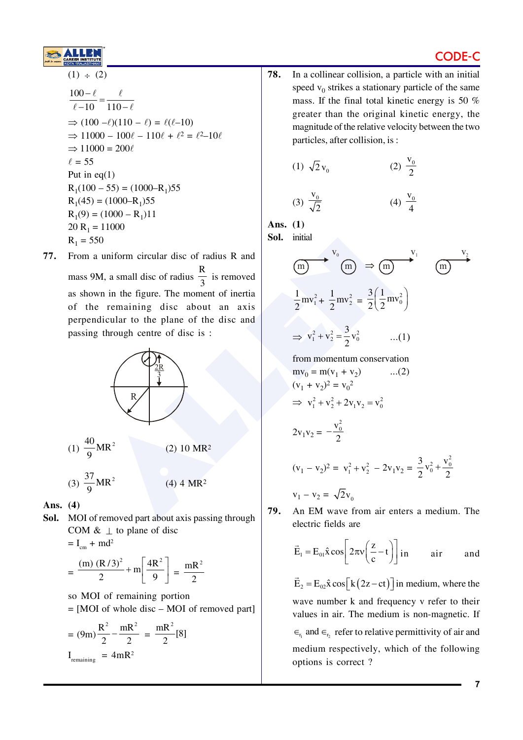(1) ÷ (2)

$$\frac{100-\ell}{\ell-10}=\frac{\ell}{110-\ell}$$

$\Rightarrow (100-\ell)(110-\ell) = \ell(\ell-10)$

$\Rightarrow 11000 - 100\ell - 110\ell + \ell^2 = \ell^2 - 10\ell$

$\Rightarrow 11000 = 200\ell$

$\ell = 55$

Put in eq(1)

$R_1(100 - 55) = (1000 - R_1)55$

$R_1(45) = (1000 - R_1)55$

$R_1(9) = (1000 - R_1)11$

$20\,R_1 = 11000$

$R_1 = 550$

**77.** From a uniform circular disc of radius R and mass 9M, a small disc of radius $\frac{R}{3}$ is removed as shown in the figure. The moment of inertia of the remaining disc about axis perpendicular to the plane of the disc and passing through centre of disc is :

(1) $\frac{40}{9}MR^2$ (2) $10\ MR^2$

(3) $\frac{37}{9}MR^2$ (4) $4\ MR^2$

**Ans.** (4)

**Sol.** MOI of removed part about axis passing through COM & ⊥ to plane of disc

$= I_{cm} + md^2$

$$= \frac{(m)(R/3)^2}{2}+m\left[\frac{4R^2}{9}\right] = \frac{mR^2}{2}$$

so MOI of remaining portion

= [MOI of whole disc – MOI of removed part]

$$= (9m)\frac{R^2}{2}-\frac{mR^2}{2} = \frac{mR^2}{2}[8]$$

$I_{remaining} = 4mR^2$

**78.** In a collinear collision, a particle with an initial speed $v_0$ strikes a stationary particle of the same mass. If the final total kinetic energy is 50 % greater than the original kinetic energy, the magnitude of the relative velocity between the two particles, after collision, is :

(1) $\sqrt{2}\,v_0$ (2) $\frac{v_0}{2}$

(3) $\frac{v_0}{\sqrt{2}}$ (4) $\frac{v_0}{4}$

**Ans.** (1)

**Sol.** initial

$$\frac{1}{2}mv_1^2+\frac{1}{2}mv_2^2 = \frac{3}{2}\left(\frac{1}{2}mv_0^2\right)$$

$$\Rightarrow v_1^2+v_2^2=\frac{3}{2}v_0^2 \quad ...(1)$$

from momentum conservation

$mv_0 = m(v_1 + v_2)$ ...(2)

$(v_1 + v_2)^2 = v_0^2$

$\Rightarrow v_1^2+v_2^2+2v_1v_2=v_0^2$

$$2v_1v_2 = -\frac{v_0^2}{2}$$

$$(v_1 - v_2)^2 = v_1^2+v_2^2 - 2v_1v_2 = \frac{3}{2}v_0^2+\frac{v_0^2}{2}$$

$v_1 - v_2 = \sqrt{2}v_0$

**79.** An EM wave from air enters a medium. The electric fields are

$\vec{E}_1 = E_{01}\hat{x}\cos\left[2\pi v\left(\frac{z}{c}-t\right)\right]$ in air and

$\vec{E}_2 = E_{02}\hat{x}\cos\left[k(2z-ct)\right]$ in medium, where the wave number k and frequency v refer to their values in air. The medium is non-magnetic. If $\epsilon_{r_1}$ and $\epsilon_{r_2}$ refer to relative permittivity of air and medium respectively, which of the following options is correct ?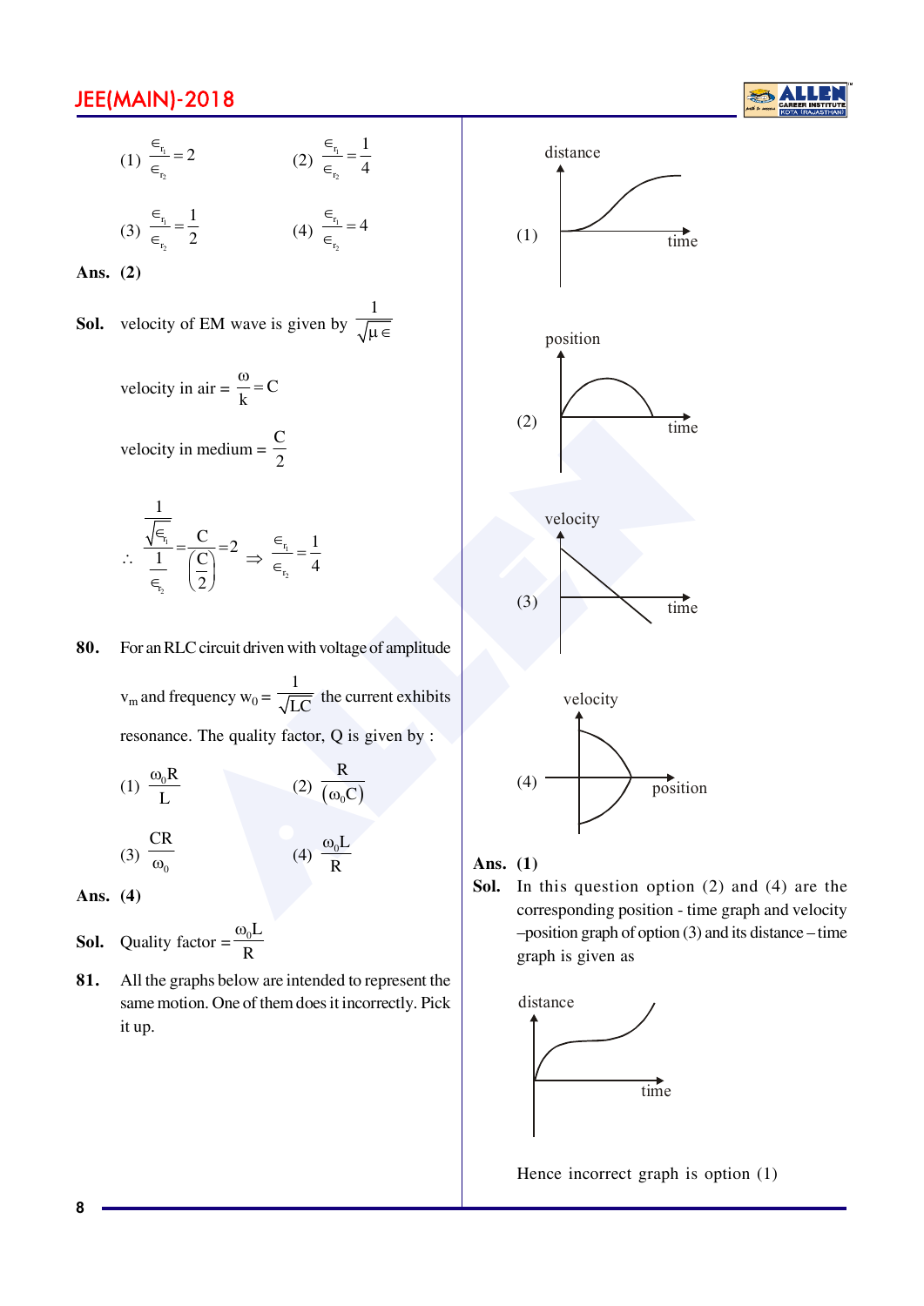(1) $\frac{\epsilon_{r_1}}{\epsilon_{r_2}} = 2$ (2) $\frac{\epsilon_{r_1}}{\epsilon_{r_2}} = \frac{1}{4}$

(3) $\frac{\epsilon_{r_1}}{\epsilon_{r_2}} = \frac{1}{2}$ (4) $\frac{\epsilon_{r_1}}{\epsilon_{r_2}} = 4$

**Ans. (2)**

**Sol.** velocity of EM wave is given by $\frac{1}{\sqrt{\mu \epsilon}}$

velocity in air = $\frac{\omega}{k} = C$

velocity in medium = $\frac{C}{2}$

$$\therefore \frac{\frac{1}{\sqrt{\epsilon_{r_1}}}}{\frac{1}{\epsilon_{r_2}}} = \frac{C}{\left(\frac{C}{2}\right)} = 2 \Rightarrow \frac{\epsilon_{r_1}}{\epsilon_{r_2}} = \frac{1}{4}$$

**80.** For an RLC circuit driven with voltage of amplitude $v_m$ and frequency $w_0 = \frac{1}{\sqrt{LC}}$ the current exhibits resonance. The quality factor, Q is given by :

(1) $\frac{\omega_0 R}{L}$ (2) $\frac{R}{(\omega_0 C)}$

(3) $\frac{CR}{\omega_0}$ (4) $\frac{\omega_0 L}{R}$

**Ans. (4)**

**Sol.** Quality factor $= \frac{\omega_0 L}{R}$

**81.** All the graphs below are intended to represent the same motion. One of them does it incorrectly. Pick it up.

(1) [Graph: distance vs time]

(2) [Graph: position vs time]

(3) [Graph: velocity vs time]

(4) [Graph: velocity vs position]

**Ans. (1)**

**Sol.** In this question option (2) and (4) are the corresponding position - time graph and velocity –position graph of option (3) and its distance – time graph is given as

[Graph: distance vs time]

Hence incorrect graph is option (1)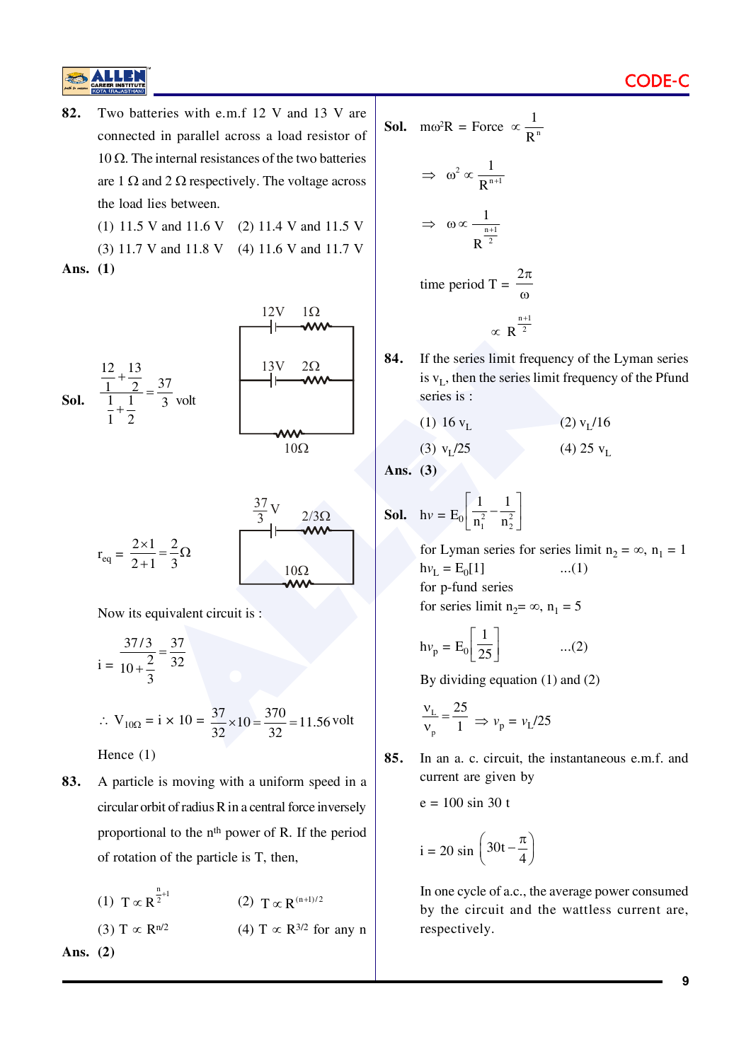**82.** Two batteries with e.m.f 12 V and 13 V are connected in parallel across a load resistor of 10 Ω. The internal resistances of the two batteries are 1 Ω and 2 Ω respectively. The voltage across the load lies between.

(1) 11.5 V and 11.6 V (2) 11.4 V and 11.5 V

(3) 11.7 V and 11.8 V (4) 11.6 V and 11.7 V

**Ans. (1)**

**Sol.** $\dfrac{\frac{12}{1}+\frac{13}{2}}{\frac{1}{1}+\frac{1}{2}} = \dfrac{37}{3}$ volt

(Circuit: 12V, 1Ω; 13V, 2Ω; 10Ω)

$r_{eq} = \dfrac{2\times1}{2+1} = \dfrac{2}{3}\Omega$

(Circuit: $\frac{37}{3}$ V, 2/3Ω; 10Ω)

Now its equivalent circuit is :

$$i = \frac{37/3}{10+\frac{2}{3}} = \frac{37}{32}$$

$$\therefore V_{10\Omega} = i \times 10 = \frac{37}{32}\times10 = \frac{370}{32} = 11.56 \text{ volt}$$

Hence (1)

**83.** A particle is moving with a uniform speed in a circular orbit of radius R in a central force inversely proportional to the nth power of R. If the period of rotation of the particle is T, then,

(1) $T \propto R^{\frac{n}{2}+1}$ (2) $T \propto R^{(n+1)/2}$

(3) $T \propto R^{n/2}$ (4) $T \propto R^{3/2}$ for any n

**Ans. (2)**

**Sol.** $m\omega^2R$ = Force $\propto \dfrac{1}{R^n}$

$\Rightarrow \omega^2 \propto \dfrac{1}{R^{n+1}}$

$\Rightarrow \omega \propto \dfrac{1}{R^{\frac{n+1}{2}}}$

time period $T = \dfrac{2\pi}{\omega}$

$\propto R^{\frac{n+1}{2}}$

**84.** If the series limit frequency of the Lyman series is $v_L$, then the series limit frequency of the Pfund series is :

(1) 16 $v_L$ (2) $v_L/16$

(3) $v_L/25$ (4) 25 $v_L$

**Ans. (3)**

**Sol.** $hv = E_0\left[\dfrac{1}{n_1^2}-\dfrac{1}{n_2^2}\right]$

for Lyman series for series limit $n_2 = \infty$, $n_1 = 1$

$hv_L = E_0[1]$ ...(1)

for p-fund series

for series limit $n_2 = \infty$, $n_1 = 5$

$hv_p = E_0\left[\dfrac{1}{25}\right]$ ...(2)

By dividing equation (1) and (2)

$\dfrac{v_L}{v_p} = \dfrac{25}{1} \Rightarrow v_p = v_L/25$

**85.** In an a. c. circuit, the instantaneous e.m.f. and current are given by

$e = 100 \sin 30\, t$

$i = 20 \sin\left(30t - \dfrac{\pi}{4}\right)$

In one cycle of a.c., the average power consumed by the circuit and the wattless current are, respectively.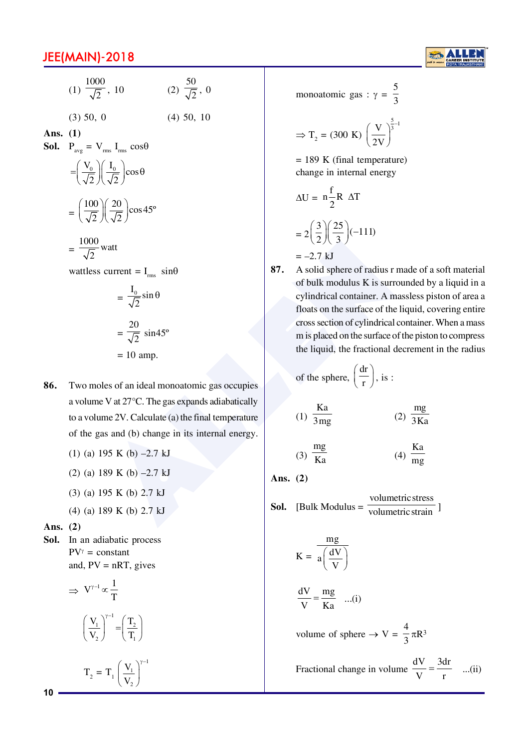(1) $\frac{1000}{\sqrt{2}}$, 10 (2) $\frac{50}{\sqrt{2}}$, 0

(3) 50, 0 (4) 50, 10

**Ans. (1)**

**Sol.** $P_{avg} = V_{rms} I_{rms} \cos\theta$

$$= \left(\frac{V_0}{\sqrt{2}}\right)\left(\frac{I_0}{\sqrt{2}}\right)\cos\theta$$

$$= \left(\frac{100}{\sqrt{2}}\right)\left(\frac{20}{\sqrt{2}}\right)\cos 45^\circ$$

$$= \frac{1000}{\sqrt{2}} \text{watt}$$

wattless current $= I_{rms} \sin\theta$

$$= \frac{I_0}{\sqrt{2}}\sin\theta$$

$$= \frac{20}{\sqrt{2}} \sin 45^\circ$$

$= 10$ amp.

**86.** Two moles of an ideal monoatomic gas occupies a volume V at 27°C. The gas expands adiabatically to a volume 2V. Calculate (a) the final temperature of the gas and (b) change in its internal energy.

(1) (a) 195 K (b) –2.7 kJ

(2) (a) 189 K (b) –2.7 kJ

(3) (a) 195 K (b) 2.7 kJ

(4) (a) 189 K (b) 2.7 kJ

**Ans. (2)**

**Sol.** In an adiabatic process

$PV^\gamma$ = constant

and, $PV = nRT$, gives

$$\Rightarrow V^{\gamma-1} \propto \frac{1}{T}$$

$$\left(\frac{V_1}{V_2}\right)^{\gamma-1} = \left(\frac{T_2}{T_1}\right)$$

$$T_2 = T_1\left(\frac{V_1}{V_2}\right)^{\gamma-1}$$

monoatomic gas : $\gamma = \frac{5}{3}$

$$\Rightarrow T_2 = (300\text{ K})\left(\frac{V}{2V}\right)^{\frac{5}{3}-1}$$

$= 189$ K (final temperature)

change in internal energy

$$\Delta U = n\frac{f}{2}R\ \Delta T$$

$$= 2\left(\frac{3}{2}\right)\left(\frac{25}{3}\right)(-111)$$

$= -2.7$ kJ

**87.** A solid sphere of radius r made of a soft material of bulk modulus K is surrounded by a liquid in a cylindrical container. A massless piston of area a floats on the surface of the liquid, covering entire cross section of cylindrical container. When a mass m is placed on the surface of the piston to compress the liquid, the fractional decrement in the radius of the sphere, $\left(\frac{dr}{r}\right)$, is :

(1) $\frac{Ka}{3mg}$ (2) $\frac{mg}{3Ka}$

(3) $\frac{mg}{Ka}$ (4) $\frac{Ka}{mg}$

**Ans. (2)**

**Sol.** [Bulk Modulus = $\frac{\text{volumetric stress}}{\text{volumetric strain}}$ ]

$$K = \frac{mg}{a\left(\frac{dV}{V}\right)}$$

$$\frac{dV}{V} = \frac{mg}{Ka} \quad \text{...(i)}$$

volume of sphere $\rightarrow V = \frac{4}{3}\pi R^3$

Fractional change in volume $\frac{dV}{V} = \frac{3dr}{r}$ ...(ii)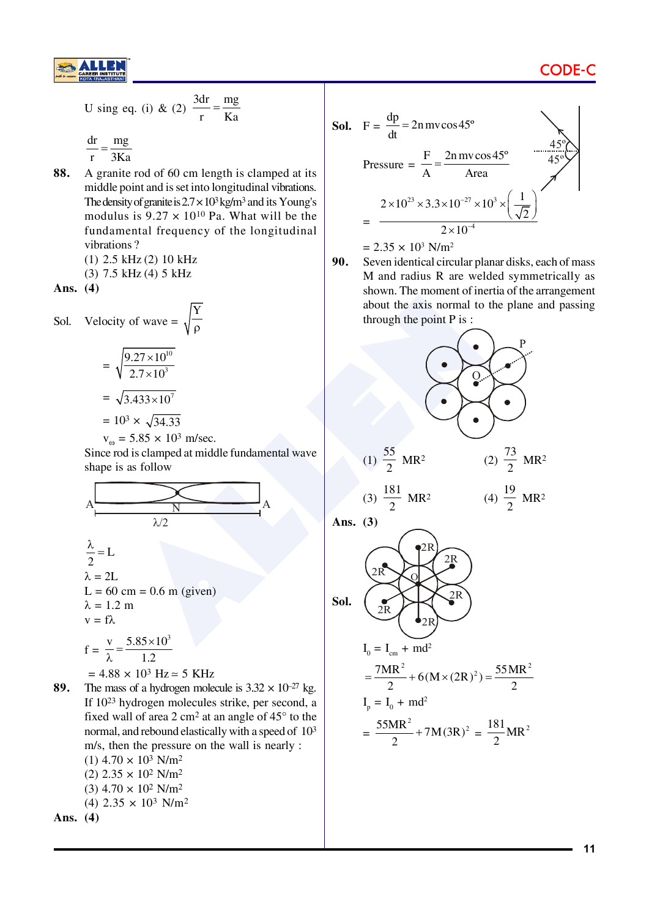Using eq. (i) & (2) $\frac{3dr}{r} = \frac{mg}{Ka}$

$\frac{dr}{r} = \frac{mg}{3Ka}$

**88.** A granite rod of 60 cm length is clamped at its middle point and is set into longitudinal vibrations. The density of granite is $2.7 \times 10^3$ kg/m³ and its Young's modulus is $9.27 \times 10^{10}$ Pa. What will be the fundamental frequency of the longitudinal vibrations ?

(1) 2.5 kHz (2) 10 kHz

(3) 7.5 kHz (4) 5 kHz

**Ans. (4)**

Sol. Velocity of wave = $\sqrt{\frac{Y}{\rho}}$

$= \sqrt{\frac{9.27 \times 10^{10}}{2.7 \times 10^3}}$

$= \sqrt{3.433 \times 10^7}$

$= 10^3 \times \sqrt{34.33}$

$v_\omega = 5.85 \times 10^3$ m/sec.

Since rod is clamped at middle fundamental wave shape is as follow

A N A

$\lambda/2$

$\frac{\lambda}{2} = L$

$\lambda = 2L$

L = 60 cm = 0.6 m (given)

$\lambda = 1.2$ m

$v = f\lambda$

$f = \frac{v}{\lambda} = \frac{5.85 \times 10^3}{1.2}$

$= 4.88 \times 10^3$ Hz $\simeq$ 5 KHz

**89.** The mass of a hydrogen molecule is $3.32 \times 10^{-27}$ kg. If $10^{23}$ hydrogen molecules strike, per second, a fixed wall of area 2 cm² at an angle of 45° to the normal, and rebound elastically with a speed of $10^3$ m/s, then the pressure on the wall is nearly :

(1) $4.70 \times 10^3$ N/m²

(2) $2.35 \times 10^2$ N/m²

(3) $4.70 \times 10^2$ N/m²

(4) $2.35 \times 10^3$ N/m²

**Ans. (4)**

**Sol.** $F = \frac{dp}{dt} = 2n\,mv\cos 45°$

45°
45°

Pressure $= \frac{F}{A} = \frac{2n\,mv\cos 45°}{\text{Area}}$

$= \frac{2 \times 10^{23} \times 3.3 \times 10^{-27} \times 10^3 \times \left(\frac{1}{\sqrt{2}}\right)}{2 \times 10^{-4}}$

$= 2.35 \times 10^3$ N/m²

**90.** Seven identical circular planar disks, each of mass M and radius R are welded symmetrically as shown. The moment of inertia of the arrangement about the axis normal to the plane and passing through the point P is :

P
O

(1) $\frac{55}{2}$ MR²  (2) $\frac{73}{2}$ MR²

(3) $\frac{181}{2}$ MR²  (4) $\frac{19}{2}$ MR²

**Ans. (3)**

**Sol.**

2R
2R
2R
O
2R
2R
2R

$I_0 = I_{cm} + md^2$

$= \frac{7MR^2}{2} + 6(M \times (2R)^2) = \frac{55MR^2}{2}$

$I_p = I_0 + md^2$

$= \frac{55MR^2}{2} + 7M(3R)^2 = \frac{181}{2}MR^2$